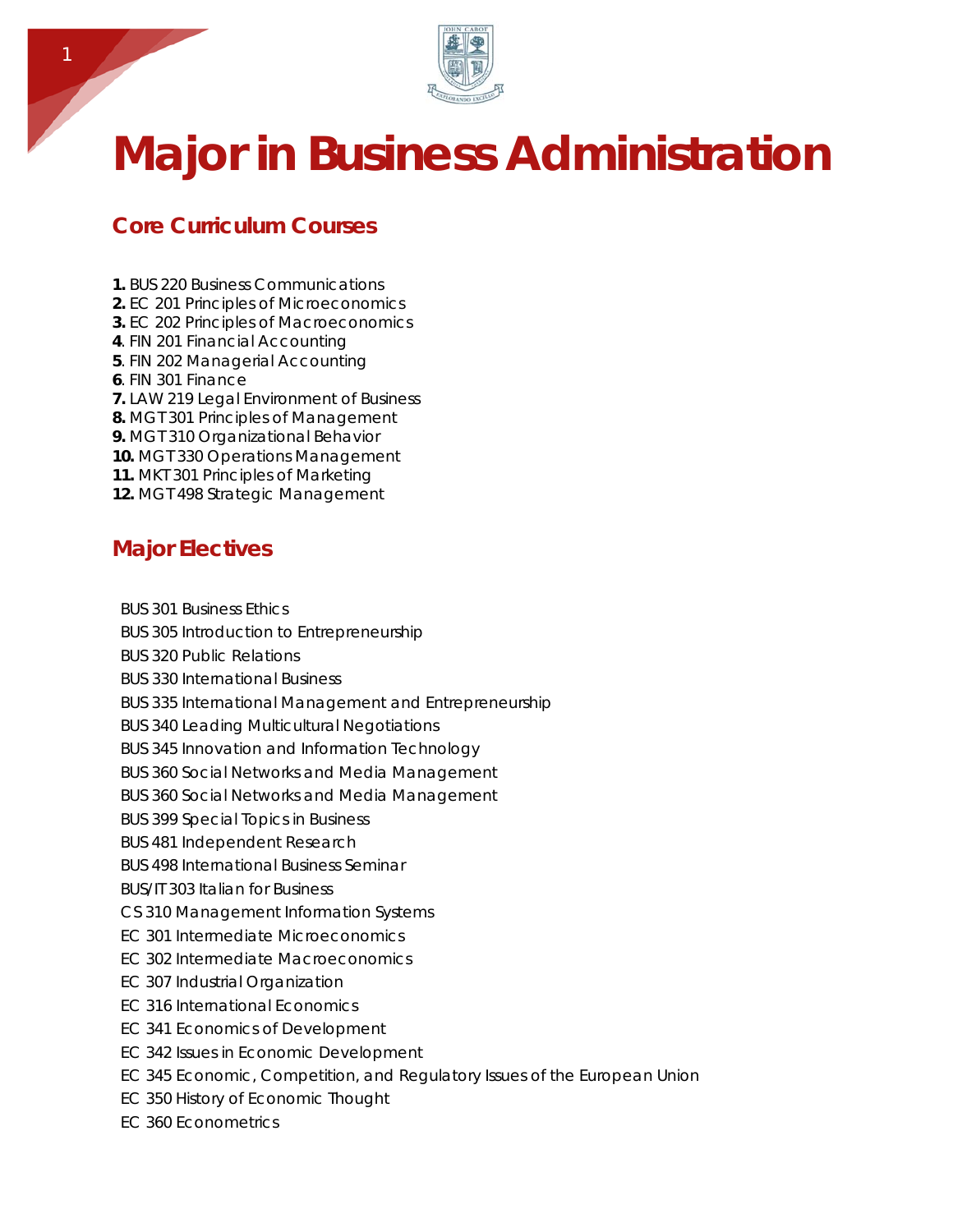# Major in Business Administration

## Core Curriculum Courses

**1.** BUS 220 Business Communications
**2.** EC 201 Principles of Microeconomics
**3.** EC 202 Principles of Macroeconomics
**4**. FIN 201 Financial Accounting
**5**. FIN 202 Managerial Accounting
**6**. FIN 301 Finance
**7.** LAW 219 Legal Environment of Business
**8.** MGT 301 Principles of Management
**9.** MGT 310 Organizational Behavior
**10.** MGT 330 Operations Management
**11.** MKT 301 Principles of Marketing
**12.** MGT 498 Strategic Management

## Major Electives

BUS 301 Business Ethics
BUS 305 Introduction to Entrepreneurship
BUS 320 Public Relations
BUS 330 International Business
BUS 335 International Management and Entrepreneurship
BUS 340 Leading Multicultural Negotiations
BUS 345 Innovation and Information Technology
BUS 360 Social Networks and Media Management
BUS 360 Social Networks and Media Management
BUS 399 Special Topics in Business
BUS 481 Independent Research
BUS 498 International Business Seminar
BUS/IT 303 Italian for Business
CS 310 Management Information Systems
EC 301 Intermediate Microeconomics
EC 302 Intermediate Macroeconomics
EC 307 Industrial Organization
EC 316 International Economics
EC 341 Economics of Development
EC 342 Issues in Economic Development
EC 345 Economic, Competition, and Regulatory Issues of the European Union
EC 350 History of Economic Thought
EC 360 Econometrics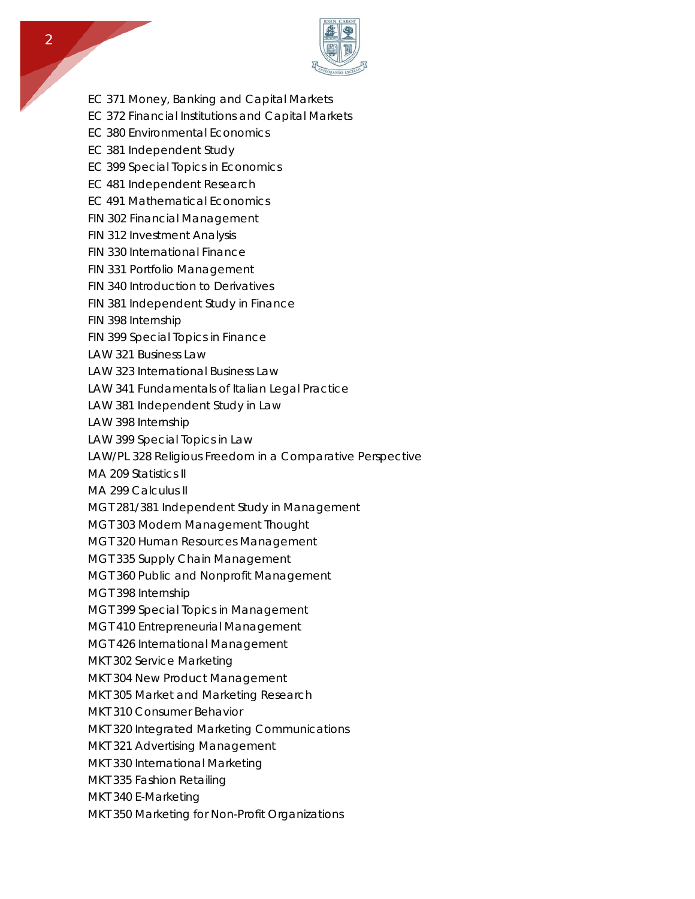EC 371 Money, Banking and Capital Markets
EC 372 Financial Institutions and Capital Markets
EC 380 Environmental Economics
EC 381 Independent Study
EC 399 Special Topics in Economics
EC 481 Independent Research
EC 491 Mathematical Economics
FIN 302 Financial Management
FIN 312 Investment Analysis
FIN 330 International Finance
FIN 331 Portfolio Management
FIN 340 Introduction to Derivatives
FIN 381 Independent Study in Finance
FIN 398 Internship
FIN 399 Special Topics in Finance
LAW 321 Business Law
LAW 323 International Business Law
LAW 341 Fundamentals of Italian Legal Practice
LAW 381 Independent Study in Law
LAW 398 Internship
LAW 399 Special Topics in Law
LAW/PL 328 Religious Freedom in a Comparative Perspective
MA 209 Statistics II
MA 299 Calculus II
MGT 281/381 Independent Study in Management
MGT 303 Modern Management Thought
MGT 320 Human Resources Management
MGT 335 Supply Chain Management
MGT 360 Public and Nonprofit Management
MGT 398 Internship
MGT 399 Special Topics in Management
MGT 410 Entrepreneurial Management
MGT 426 International Management
MKT 302 Service Marketing
MKT 304 New Product Management
MKT 305 Market and Marketing Research
MKT 310 Consumer Behavior
MKT 320 Integrated Marketing Communications
MKT 321 Advertising Management
MKT 330 International Marketing
MKT 335 Fashion Retailing
MKT 340 E-Marketing
MKT 350 Marketing for Non-Profit Organizations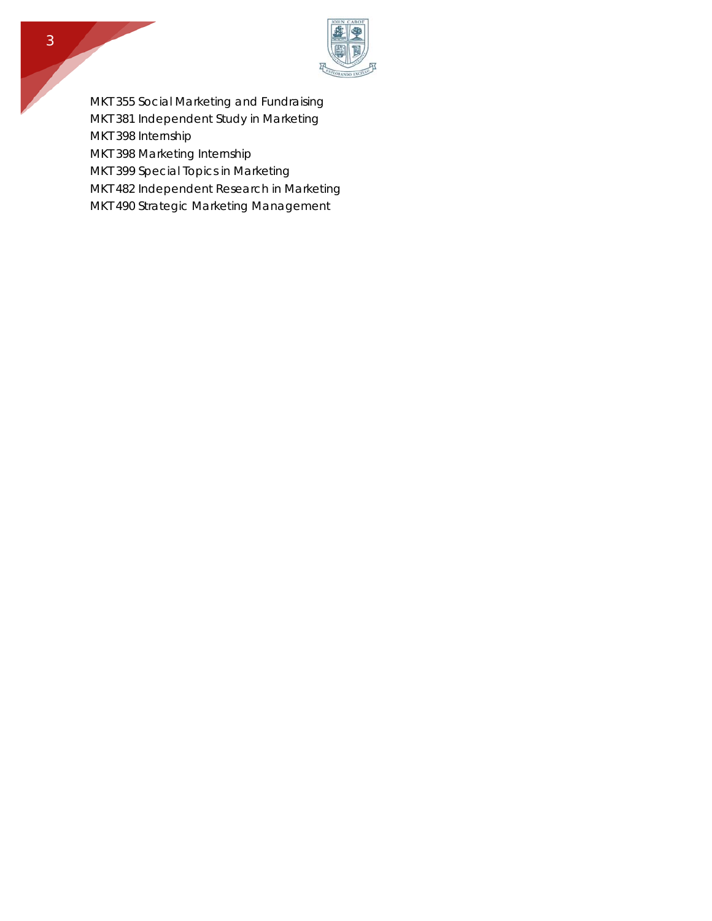MKT 355 Social Marketing and Fundraising
MKT 381 Independent Study in Marketing
MKT 398 Internship
MKT 398 Marketing Internship
MKT 399 Special Topics in Marketing
MKT 482 Independent Research in Marketing
MKT 490 Strategic Marketing Management